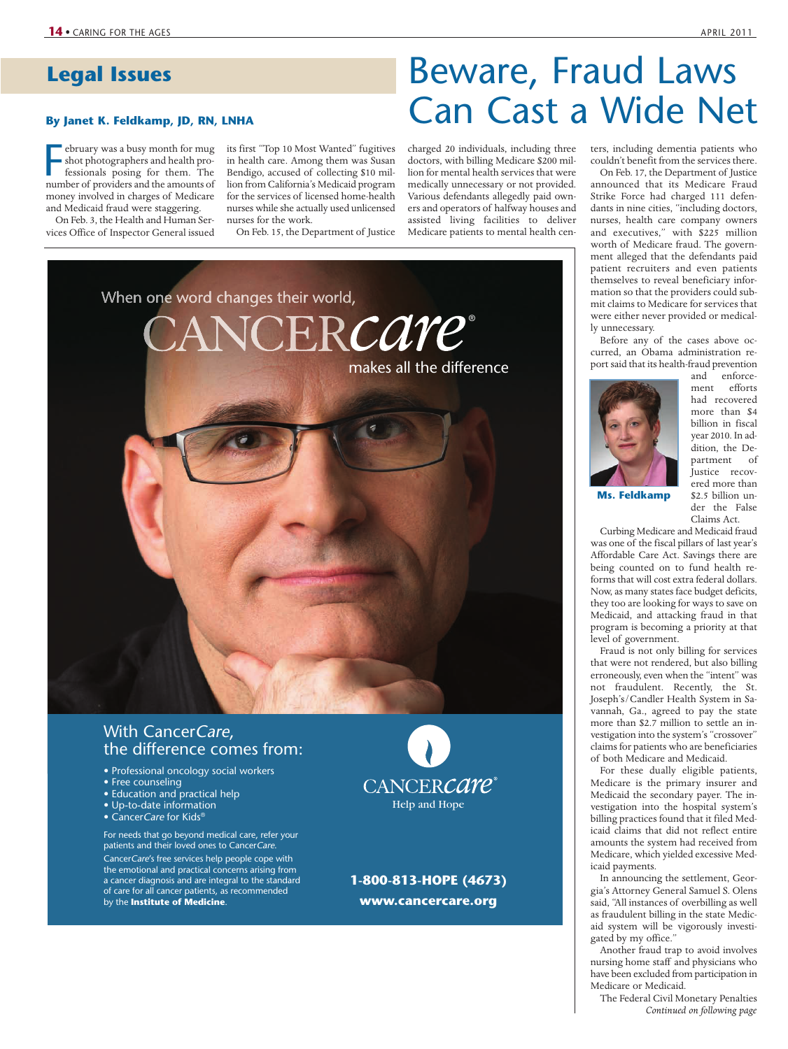## Legal Issues

# Beware, Fraud Laws Can Cast a Wide Net

**By Janet K. Feldkamp, JD, RN, LNHA**

February was a busy month for mug shot photographers and health professionals posing for them. The number of providers and the amounts of money involved in charges of Medicare and Medicaid fraud were staggering.

On Feb. 3, the Health and Human Services Office of Inspector General issued its first "Top 10 Most Wanted" fugitives in health care. Among them was Susan Bendigo, accused of collecting $10 million from California's Medicaid program for the services of licensed home-health nurses while she actually used unlicensed nurses for the work.

On Feb. 15, the Department of Justice charged 20 individuals, including three doctors, with billing Medicare $200 million for mental health services that were medically unnecessary or not provided. Various defendants allegedly paid owners and operators of halfway houses and assisted living facilities to deliver Medicare patients to mental health centers, including dementia patients who couldn't benefit from the services there.

On Feb. 17, the Department of Justice announced that its Medicare Fraud Strike Force had charged 111 defendants in nine cities, "including doctors, nurses, health care company owners and executives," with $225 million worth of Medicare fraud. The government alleged that the defendants paid patient recruiters and even patients themselves to reveal beneficiary information so that the providers could submit claims to Medicare for services that were either never provided or medically unnecessary.

Before any of the cases above occurred, an Obama administration report said that its health-fraud prevention and enforcement efforts had recovered more than $4 billion in fiscal year 2010. In addition, the Department of Justice recovered more than $2.5 billion under the False Claims Act.

Ms. Feldkamp

Curbing Medicare and Medicaid fraud was one of the fiscal pillars of last year's Affordable Care Act. Savings there are being counted on to fund health reforms that will cost extra federal dollars. Now, as many states face budget deficits, they too are looking for ways to save on Medicaid, and attacking fraud in that program is becoming a priority at that level of government.

Fraud is not only billing for services that were not rendered, but also billing erroneously, even when the "intent" was not fraudulent. Recently, the St. Joseph's/Candler Health System in Savannah, Ga., agreed to pay the state more than $2.7 million to settle an investigation into the system's "crossover" claims for patients who are beneficiaries of both Medicare and Medicaid.

For these dually eligible patients, Medicare is the primary insurer and Medicaid the secondary payer. The investigation into the hospital system's billing practices found that it filed Medicaid claims that did not reflect entire amounts the system had received from Medicare, which yielded excessive Medicaid payments.

In announcing the settlement, Georgia's Attorney General Samuel S. Olens said, "All instances of overbilling as well as fraudulent billing in the state Medicaid system will be vigorously investigated by my office."

Another fraud trap to avoid involves nursing home staff and physicians who have been excluded from participation in Medicare or Medicaid.

The Federal Civil Monetary Penalties

*Continued on following page*

---

When one word changes their world,
CANCER*care*®
makes all the difference

With Cancer*Care*,
the difference comes from:

- Professional oncology social workers
- Free counseling
- Education and practical help
- Up-to-date information
- Cancer*Care* for Kids®

For needs that go beyond medical care, refer your patients and their loved ones to Cancer*Care*.

Cancer*Care*'s free services help people cope with the emotional and practical concerns arising from a cancer diagnosis and are integral to the standard of care for all cancer patients, as recommended by the **Institute of Medicine**.

CANCER*care*®
Help and Hope

**1-800-813-HOPE (4673)**
**www.cancercare.org**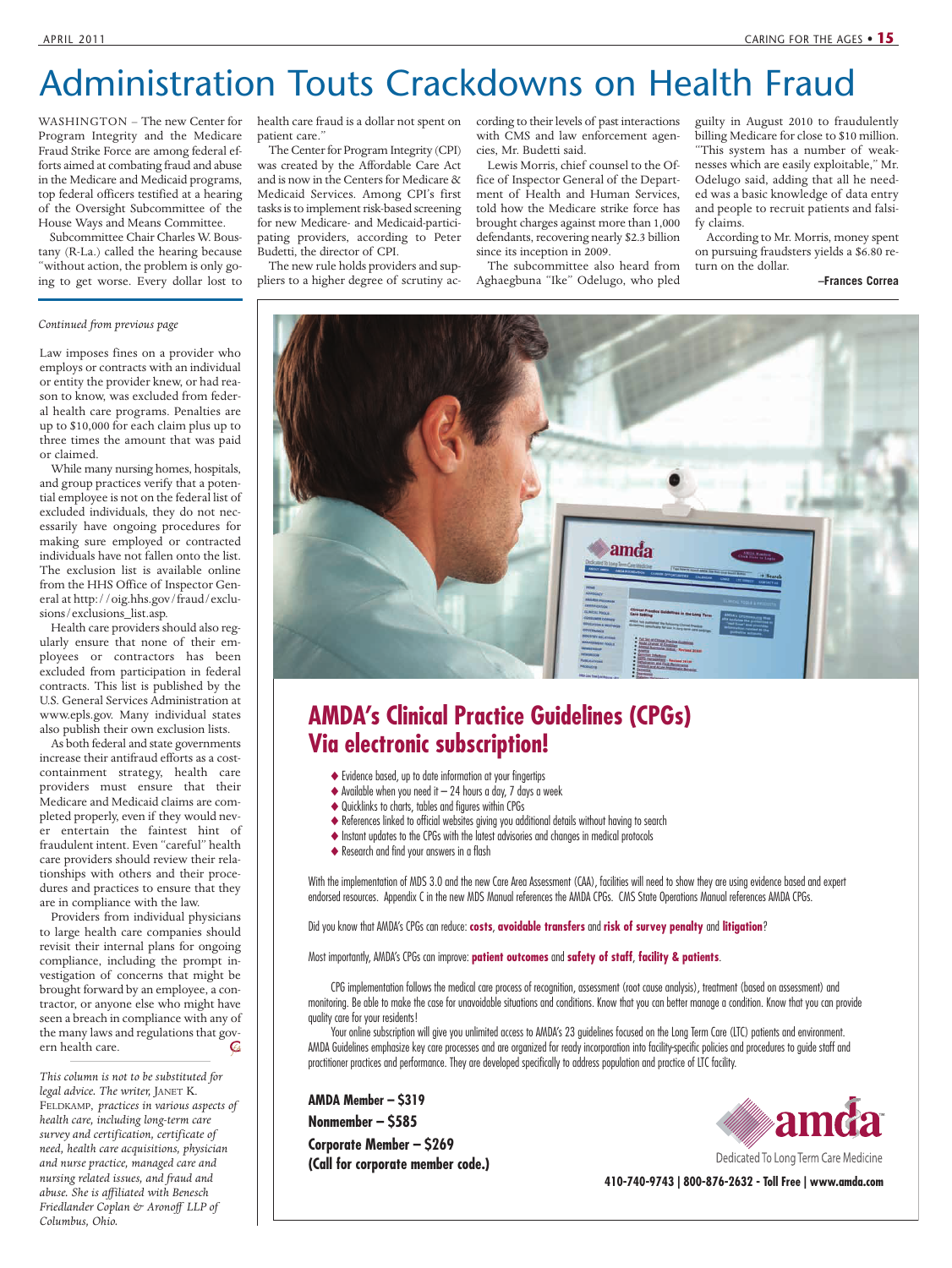# Administration Touts Crackdowns on Health Fraud

WASHINGTON – The new Center for Program Integrity and the Medicare Fraud Strike Force are among federal efforts aimed at combating fraud and abuse in the Medicare and Medicaid programs, top federal officers testified at a hearing of the Oversight Subcommittee of the House Ways and Means Committee.

Subcommittee Chair Charles W. Boustany (R-La.) called the hearing because "without action, the problem is only going to get worse. Every dollar lost to health care fraud is a dollar not spent on patient care."

The Center for Program Integrity (CPI) was created by the Affordable Care Act and is now in the Centers for Medicare & Medicaid Services. Among CPI's first tasks is to implement risk-based screening for new Medicare- and Medicaid-participating providers, according to Peter Budetti, the director of CPI.

The new rule holds providers and suppliers to a higher degree of scrutiny according to their levels of past interactions with CMS and law enforcement agencies, Mr. Budetti said.

Lewis Morris, chief counsel to the Office of Inspector General of the Department of Health and Human Services, told how the Medicare strike force has brought charges against more than 1,000 defendants, recovering nearly $2.3 billion since its inception in 2009.

The subcommittee also heard from Aghaegbuna "Ike" Odelugo, who pled guilty in August 2010 to fraudulently billing Medicare for close to $10 million. "This system has a number of weaknesses which are easily exploitable," Mr. Odelugo said, adding that all he needed was a basic knowledge of data entry and people to recruit patients and falsify claims.

According to Mr. Morris, money spent on pursuing fraudsters yields a $6.80 return on the dollar.

**–Frances Correa**

---

*Continued from previous page*

Law imposes fines on a provider who employs or contracts with an individual or entity the provider knew, or had reason to know, was excluded from federal health care programs. Penalties are up to $10,000 for each claim plus up to three times the amount that was paid or claimed.

While many nursing homes, hospitals, and group practices verify that a potential employee is not on the federal list of excluded individuals, they do not necessarily have ongoing procedures for making sure employed or contracted individuals have not fallen onto the list. The exclusion list is available online from the HHS Office of Inspector General at http://oig.hhs.gov/fraud/exclusions/exclusions_list.asp.

Health care providers should also regularly ensure that none of their employees or contractors has been excluded from participation in federal contracts. This list is published by the U.S. General Services Administration at www.epls.gov. Many individual states also publish their own exclusion lists.

As both federal and state governments increase their antifraud efforts as a cost-containment strategy, health care providers must ensure that their Medicare and Medicaid claims are completed properly, even if they would never entertain the faintest hint of fraudulent intent. Even "careful" health care providers should review their relationships with others and their procedures and practices to ensure that they are in compliance with the law.

Providers from individual physicians to large health care companies should revisit their internal plans for ongoing compliance, including the prompt investigation of concerns that might be brought forward by an employee, a contractor, or anyone else who might have seen a breach in compliance with any of the many laws and regulations that govern health care.

*This column is not to be substituted for legal advice. The writer, Janet K. Feldkamp, practices in various aspects of health care, including long-term care survey and certification, certificate of need, health care acquisitions, physician and nurse practice, managed care and nursing related issues, and fraud and abuse. She is affiliated with Benesch Friedlander Coplan & Aronoff LLP of Columbus, Ohio.*

---

## AMDA's Clinical Practice Guidelines (CPGs) Via electronic subscription!

- Evidence based, up to date information at your fingertips
- Available when you need it – 24 hours a day, 7 days a week
- Quicklinks to charts, tables and figures within CPGs
- References linked to official websites giving you additional details without having to search
- Instant updates to the CPGs with the latest advisories and changes in medical protocols
- Research and find your answers in a flash

With the implementation of MDS 3.0 and the new Care Area Assessment (CAA), facilities will need to show they are using evidence based and expert endorsed resources. Appendix C in the new MDS Manual references the AMDA CPGs. CMS State Operations Manual references AMDA CPGs.

Did you know that AMDA's CPGs can reduce: **costs**, **avoidable transfers** and **risk of survey penalty** and **litigation**?

Most importantly, AMDA's CPGs can improve: **patient outcomes** and **safety of staff**, **facility & patients**.

CPG implementation follows the medical care process of recognition, assessment (root cause analysis), treatment (based on assessment) and monitoring. Be able to make the case for unavoidable situations and conditions. Know that you can better manage a condition. Know that you can provide quality care for your residents!

Your online subscription will give you unlimited access to AMDA's 23 guidelines focused on the Long Term Care (LTC) patients and environment. AMDA Guidelines emphasize key care processes and are organized for ready incorporation into facility-specific policies and procedures to guide staff and practitioner practices and performance. They are developed specifically to address population and practice of LTC facility.

**AMDA Member – $319**
**Nonmember – $585**
**Corporate Member – $269**
**(Call for corporate member code.)**

amda — Dedicated To Long Term Care Medicine

**410-740-9743 | 800-876-2632 - Toll Free | www.amda.com**